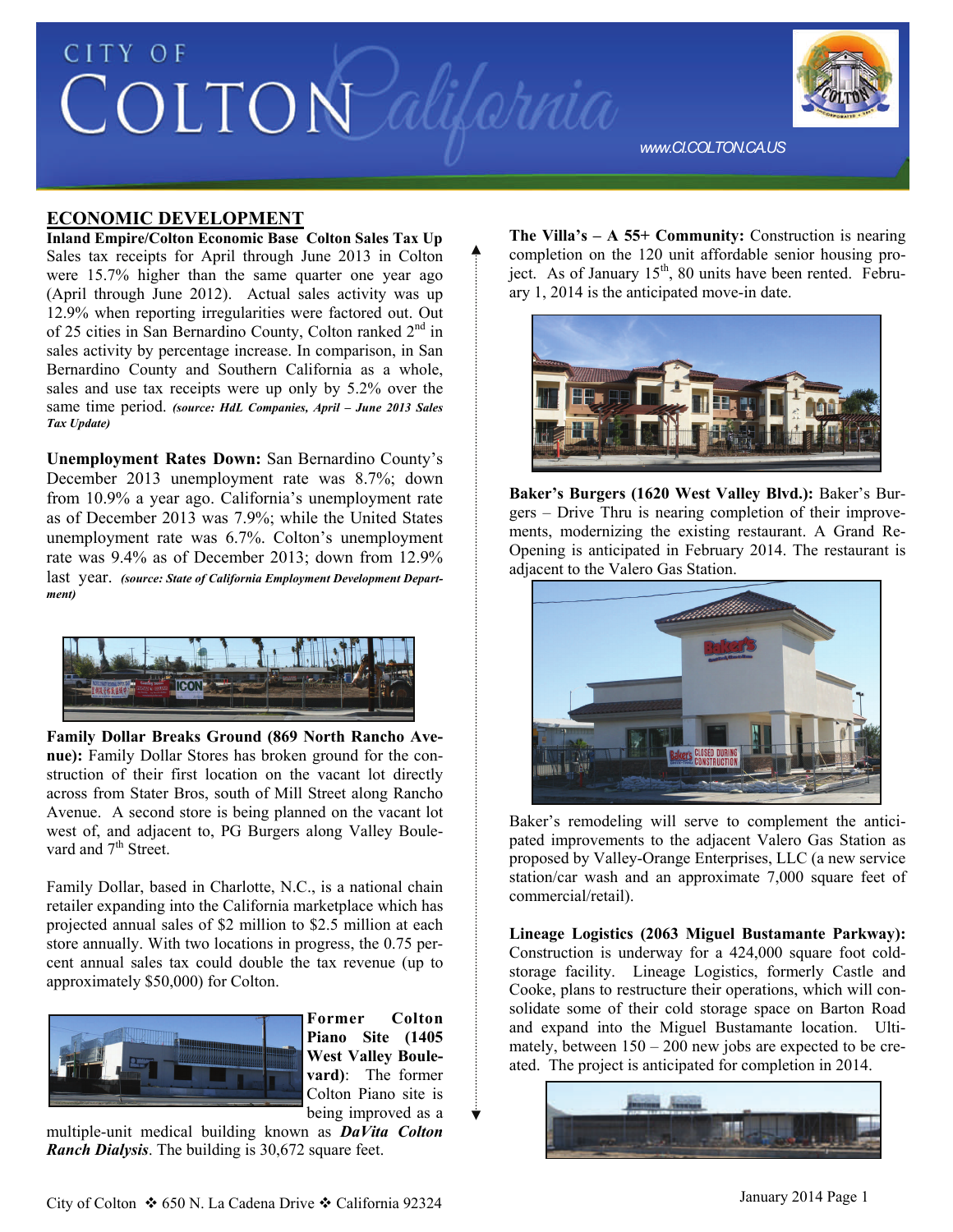# CITY OF COLTON California

www.CI.COLTON.CA.US

## ECONOMIC DEVELOPMENT

**Inland Empire/Colton Economic Base Colton Sales Tax Up** Sales tax receipts for April through June 2013 in Colton were 15.7% higher than the same quarter one year ago (April through June 2012). Actual sales activity was up 12.9% when reporting irregularities were factored out. Out of 25 cities in San Bernardino County, Colton ranked 2nd in sales activity by percentage increase. In comparison, in San Bernardino County and Southern California as a whole, sales and use tax receipts were up only by 5.2% over the same time period. ***(source: HdL Companies, April – June 2013 Sales Tax Update)***

**Unemployment Rates Down:** San Bernardino County's December 2013 unemployment rate was 8.7%; down from 10.9% a year ago. California's unemployment rate as of December 2013 was 7.9%; while the United States unemployment rate was 6.7%. Colton's unemployment rate was 9.4% as of December 2013; down from 12.9% last year. ***(source: State of California Employment Development Department)***

**Family Dollar Breaks Ground (869 North Rancho Avenue):** Family Dollar Stores has broken ground for the construction of their first location on the vacant lot directly across from Stater Bros, south of Mill Street along Rancho Avenue. A second store is being planned on the vacant lot west of, and adjacent to, PG Burgers along Valley Boulevard and 7th Street.

Family Dollar, based in Charlotte, N.C., is a national chain retailer expanding into the California marketplace which has projected annual sales of $2 million to $2.5 million at each store annually. With two locations in progress, the 0.75 percent annual sales tax could double the tax revenue (up to approximately $50,000) for Colton.

**Former Colton Piano Site (1405 West Valley Boulevard)**: The former Colton Piano site is being improved as a multiple-unit medical building known as ***DaVita Colton Ranch Dialysis***. The building is 30,672 square feet.

**The Villa's – A 55+ Community:** Construction is nearing completion on the 120 unit affordable senior housing project. As of January 15th, 80 units have been rented. February 1, 2014 is the anticipated move-in date.

**Baker's Burgers (1620 West Valley Blvd.):** Baker's Burgers – Drive Thru is nearing completion of their improvements, modernizing the existing restaurant. A Grand Re-Opening is anticipated in February 2014. The restaurant is adjacent to the Valero Gas Station.

Baker's remodeling will serve to complement the anticipated improvements to the adjacent Valero Gas Station as proposed by Valley-Orange Enterprises, LLC (a new service station/car wash and an approximate 7,000 square feet of commercial/retail).

**Lineage Logistics (2063 Miguel Bustamante Parkway):** Construction is underway for a 424,000 square foot cold-storage facility. Lineage Logistics, formerly Castle and Cooke, plans to restructure their operations, which will consolidate some of their cold storage space on Barton Road and expand into the Miguel Bustamante location. Ultimately, between 150 – 200 new jobs are expected to be created. The project is anticipated for completion in 2014.

City of Colton ❖ 650 N. La Cadena Drive ❖ California 92324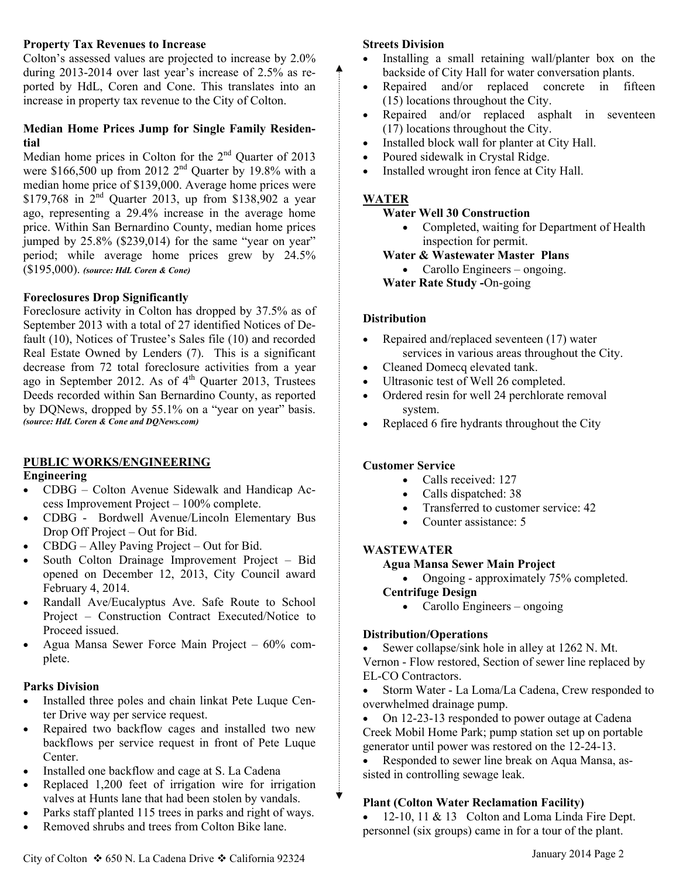**Property Tax Revenues to Increase**

Colton's assessed values are projected to increase by 2.0% during 2013-2014 over last year's increase of 2.5% as reported by HdL, Coren and Cone. This translates into an increase in property tax revenue to the City of Colton.

**Median Home Prices Jump for Single Family Residential**

Median home prices in Colton for the 2nd Quarter of 2013 were $166,500 up from 2012 2nd Quarter by 19.8% with a median home price of $139,000. Average home prices were $179,768 in 2nd Quarter 2013, up from $138,902 a year ago, representing a 29.4% increase in the average home price. Within San Bernardino County, median home prices jumped by 25.8% ($239,014) for the same "year on year" period; while average home prices grew by 24.5% ($195,000). ***(source: HdL Coren & Cone)***

**Foreclosures Drop Significantly**

Foreclosure activity in Colton has dropped by 37.5% as of September 2013 with a total of 27 identified Notices of Default (10), Notices of Trustee's Sales file (10) and recorded Real Estate Owned by Lenders (7). This is a significant decrease from 72 total foreclosure activities from a year ago in September 2012. As of 4th Quarter 2013, Trustees Deeds recorded within San Bernardino County, as reported by DQNews, dropped by 55.1% on a "year on year" basis. ***(source: HdL Coren & Cone and DQNews.com)***

## PUBLIC WORKS/ENGINEERING

**Engineering**

- CDBG – Colton Avenue Sidewalk and Handicap Access Improvement Project – 100% complete.
- CDBG - Bordwell Avenue/Lincoln Elementary Bus Drop Off Project – Out for Bid.
- CBDG – Alley Paving Project – Out for Bid.
- South Colton Drainage Improvement Project – Bid opened on December 12, 2013, City Council award February 4, 2014.
- Randall Ave/Eucalyptus Ave. Safe Route to School Project – Construction Contract Executed/Notice to Proceed issued.
- Agua Mansa Sewer Force Main Project – 60% complete.

**Parks Division**

- Installed three poles and chain linkat Pete Luque Center Drive way per service request.
- Repaired two backflow cages and installed two new backflows per service request in front of Pete Luque Center.
- Installed one backflow and cage at S. La Cadena
- Replaced 1,200 feet of irrigation wire for irrigation valves at Hunts lane that had been stolen by vandals.
- Parks staff planted 115 trees in parks and right of ways.
- Removed shrubs and trees from Colton Bike lane.

**Streets Division**

- Installing a small retaining wall/planter box on the backside of City Hall for water conversation plants.
- Repaired and/or replaced concrete in fifteen (15) locations throughout the City.
- Repaired and/or replaced asphalt in seventeen (17) locations throughout the City.
- Installed block wall for planter at City Hall.
- Poured sidewalk in Crystal Ridge.
- Installed wrought iron fence at City Hall.

## WATER

**Water Well 30 Construction**

- Completed, waiting for Department of Health inspection for permit.

**Water & Wastewater Master Plans**

- Carollo Engineers – ongoing.

**Water Rate Study -**On-going

**Distribution**

- Repaired and/replaced seventeen (17) water services in various areas throughout the City.
- Cleaned Domecq elevated tank.
- Ultrasonic test of Well 26 completed.
- Ordered resin for well 24 perchlorate removal system.
- Replaced 6 fire hydrants throughout the City

**Customer Service**

- Calls received: 127
- Calls dispatched: 38
- Transferred to customer service: 42
- Counter assistance: 5

## WASTEWATER

**Agua Mansa Sewer Main Project**

- Ongoing - approximately 75% completed.

**Centrifuge Design**

- Carollo Engineers – ongoing

**Distribution/Operations**

- Sewer collapse/sink hole in alley at 1262 N. Mt. Vernon - Flow restored, Section of sewer line replaced by EL-CO Contractors.
- Storm Water - La Loma/La Cadena, Crew responded to overwhelmed drainage pump.
- On 12-23-13 responded to power outage at Cadena Creek Mobil Home Park; pump station set up on portable generator until power was restored on the 12-24-13.
- Responded to sewer line break on Aqua Mansa, assisted in controlling sewage leak.

**Plant (Colton Water Reclamation Facility)**

- 12-10, 11 & 13 Colton and Loma Linda Fire Dept. personnel (six groups) came in for a tour of the plant.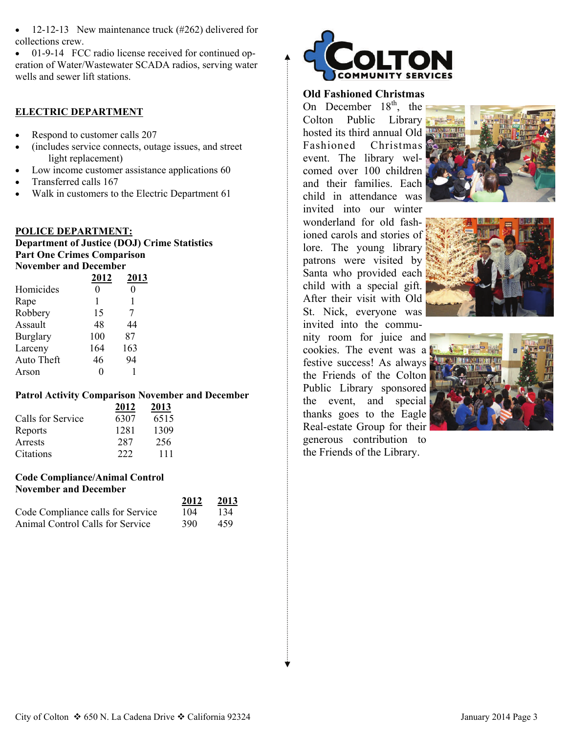- 12-12-13 New maintenance truck (#262) delivered for collections crew.
- 01-9-14 FCC radio license received for continued operation of Water/Wastewater SCADA radios, serving water wells and sewer lift stations.

## ELECTRIC DEPARTMENT

- Respond to customer calls 207
- (includes service connects, outage issues, and street light replacement)
- Low income customer assistance applications 60
- Transferred calls 167
- Walk in customers to the Electric Department 61

## POLICE DEPARTMENT:

**Department of Justice (DOJ) Crime Statistics**
**Part One Crimes Comparison**
**November and December**

| | 2012 | 2013 |
|---|---|---|
| Homicides | 0 | 0 |
| Rape | 1 | 1 |
| Robbery | 15 | 7 |
| Assault | 48 | 44 |
| Burglary | 100 | 87 |
| Larceny | 164 | 163 |
| Auto Theft | 46 | 94 |
| Arson | 0 | 1 |

**Patrol Activity Comparison November and December**

| | 2012 | 2013 |
|---|---|---|
| Calls for Service | 6307 | 6515 |
| Reports | 1281 | 1309 |
| Arrests | 287 | 256 |
| Citations | 222 | 111 |

**Code Compliance/Animal Control**
**November and December**

| | 2012 | 2013 |
|---|---|---|
| Code Compliance calls for Service | 104 | 134 |
| Animal Control Calls for Service | 390 | 459 |

COLTON COMMUNITY SERVICES

**Old Fashioned Christmas**

On December 18th, the Colton Public Library hosted its third annual Old Fashioned Christmas event. The library welcomed over 100 children and their families. Each child in attendance was invited into our winter wonderland for old fashioned carols and stories of lore. The young library patrons were visited by Santa who provided each child with a special gift. After their visit with Old St. Nick, everyone was invited into the community room for juice and cookies. The event was a festive success! As always the Friends of the Colton Public Library sponsored the event, and special thanks goes to the Eagle Real-estate Group for their generous contribution to the Friends of the Library.